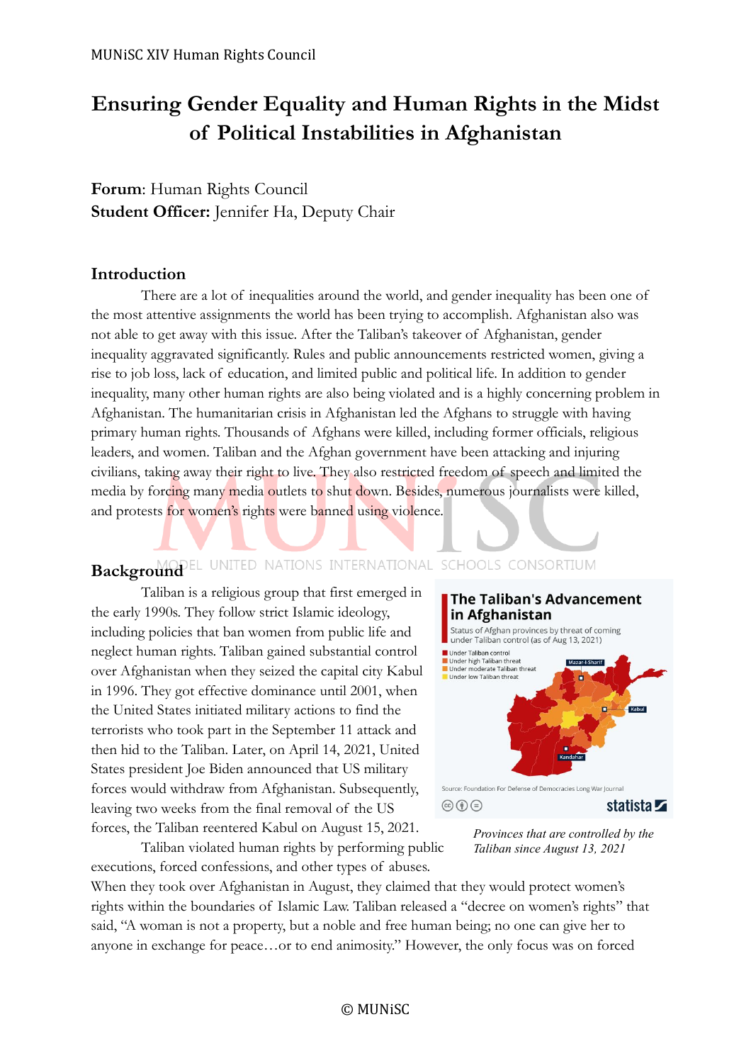MUNiSC XIV Human Rights Council

# Ensuring Gender Equality and Human Rights in the Midst of Political Instabilities in Afghanistan

**Forum**: Human Rights Council
**Student Officer:** Jennifer Ha, Deputy Chair

## Introduction

There are a lot of inequalities around the world, and gender inequality has been one of the most attentive assignments the world has been trying to accomplish. Afghanistan also was not able to get away with this issue. After the Taliban's takeover of Afghanistan, gender inequality aggravated significantly. Rules and public announcements restricted women, giving a rise to job loss, lack of education, and limited public and political life. In addition to gender inequality, many other human rights are also being violated and is a highly concerning problem in Afghanistan. The humanitarian crisis in Afghanistan led the Afghans to struggle with having primary human rights. Thousands of Afghans were killed, including former officials, religious leaders, and women. Taliban and the Afghan government have been attacking and injuring civilians, taking away their right to live. They also restricted freedom of speech and limited the media by forcing many media outlets to shut down. Besides, numerous journalists were killed, and protests for women's rights were banned using violence.

## Background

Taliban is a religious group that first emerged in the early 1990s. They follow strict Islamic ideology, including policies that ban women from public life and neglect human rights. Taliban gained substantial control over Afghanistan when they seized the capital city Kabul in 1996. They got effective dominance until 2001, when the United States initiated military actions to find the terrorists who took part in the September 11 attack and then hid to the Taliban. Later, on April 14, 2021, United States president Joe Biden announced that US military forces would withdraw from Afghanistan. Subsequently, leaving two weeks from the final removal of the US forces, the Taliban reentered Kabul on August 15, 2021.

*Provinces that are controlled by the Taliban since August 13, 2021*

Taliban violated human rights by performing public executions, forced confessions, and other types of abuses. When they took over Afghanistan in August, they claimed that they would protect women's rights within the boundaries of Islamic Law. Taliban released a "decree on women's rights" that said, "A woman is not a property, but a noble and free human being; no one can give her to anyone in exchange for peace…or to end animosity." However, the only focus was on forced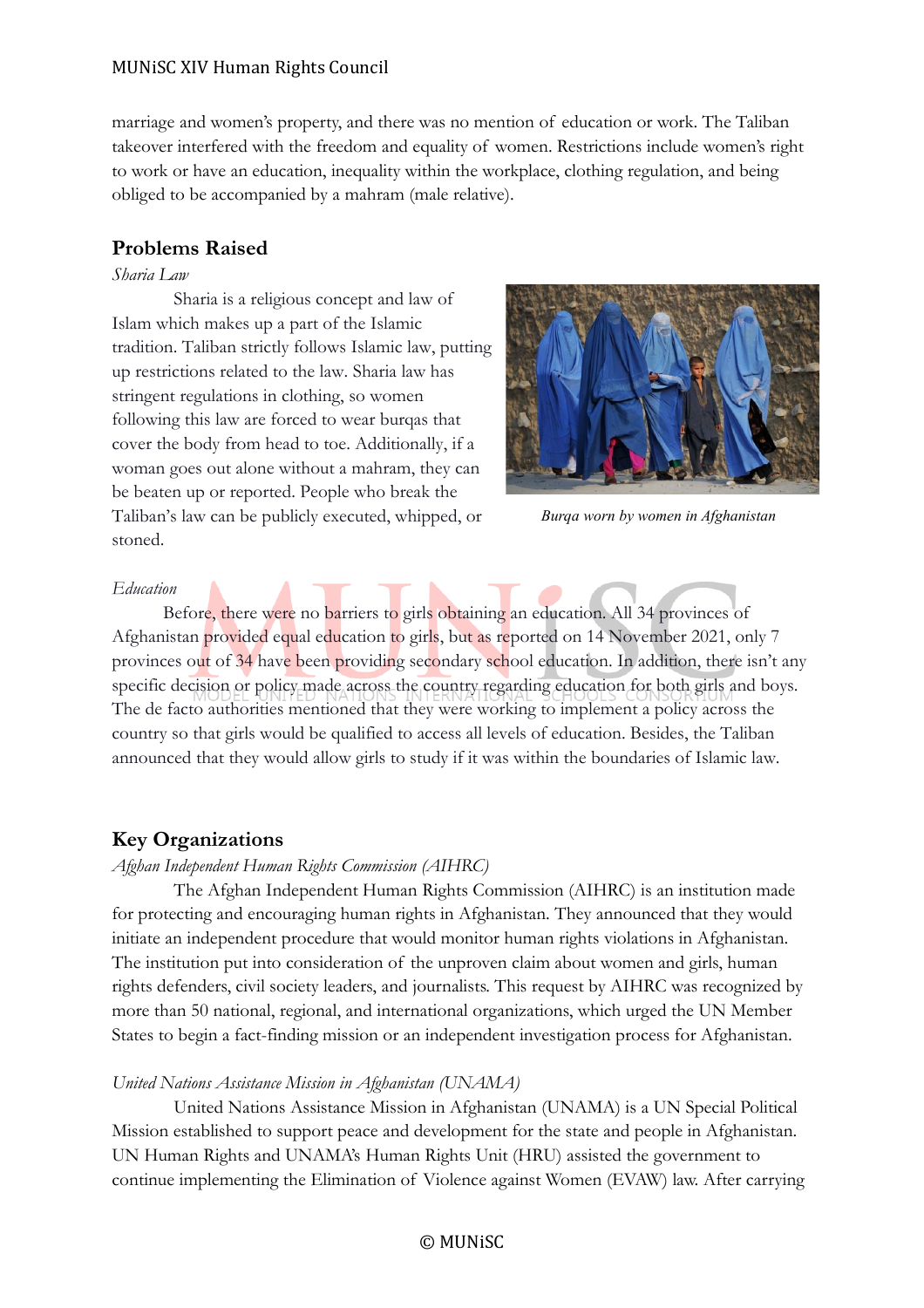marriage and women's property, and there was no mention of education or work. The Taliban takeover interfered with the freedom and equality of women. Restrictions include women's right to work or have an education, inequality within the workplace, clothing regulation, and being obliged to be accompanied by a mahram (male relative).

## Problems Raised

*Sharia Law*

Sharia is a religious concept and law of Islam which makes up a part of the Islamic tradition. Taliban strictly follows Islamic law, putting up restrictions related to the law. Sharia law has stringent regulations in clothing, so women following this law are forced to wear burqas that cover the body from head to toe. Additionally, if a woman goes out alone without a mahram, they can be beaten up or reported. People who break the Taliban's law can be publicly executed, whipped, or stoned.

*Burqa worn by women in Afghanistan*

*Education*

Before, there were no barriers to girls obtaining an education. All 34 provinces of Afghanistan provided equal education to girls, but as reported on 14 November 2021, only 7 provinces out of 34 have been providing secondary school education. In addition, there isn't any specific decision or policy made across the country regarding education for both girls and boys. The de facto authorities mentioned that they were working to implement a policy across the country so that girls would be qualified to access all levels of education. Besides, the Taliban announced that they would allow girls to study if it was within the boundaries of Islamic law.

## Key Organizations

*Afghan Independent Human Rights Commission (AIHRC)*

The Afghan Independent Human Rights Commission (AIHRC) is an institution made for protecting and encouraging human rights in Afghanistan. They announced that they would initiate an independent procedure that would monitor human rights violations in Afghanistan. The institution put into consideration of the unproven claim about women and girls, human rights defenders, civil society leaders, and journalists. This request by AIHRC was recognized by more than 50 national, regional, and international organizations, which urged the UN Member States to begin a fact-finding mission or an independent investigation process for Afghanistan.

*United Nations Assistance Mission in Afghanistan (UNAMA)*

United Nations Assistance Mission in Afghanistan (UNAMA) is a UN Special Political Mission established to support peace and development for the state and people in Afghanistan. UN Human Rights and UNAMA's Human Rights Unit (HRU) assisted the government to continue implementing the Elimination of Violence against Women (EVAW) law. After carrying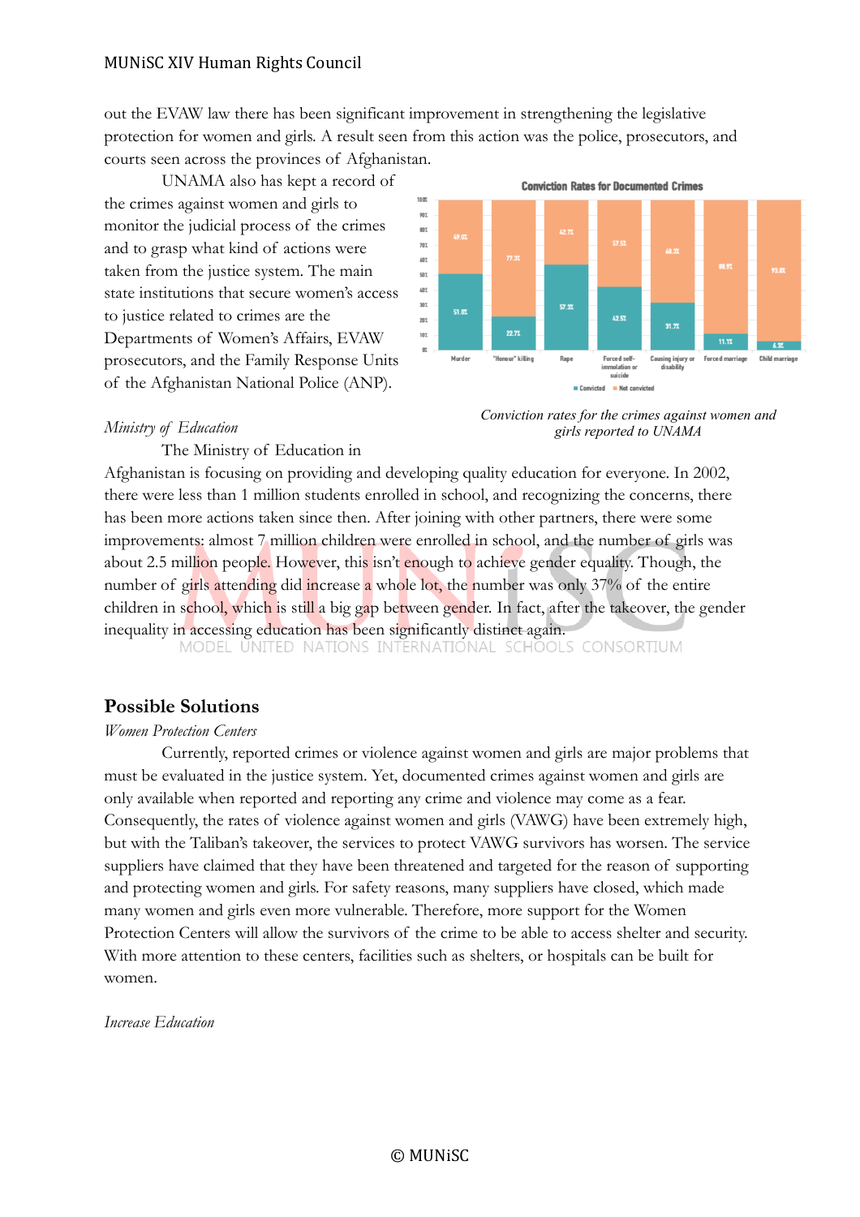out the EVAW law there has been significant improvement in strengthening the legislative protection for women and girls. A result seen from this action was the police, prosecutors, and courts seen across the provinces of Afghanistan.

UNAMA also has kept a record of the crimes against women and girls to monitor the judicial process of the crimes and to grasp what kind of actions were taken from the justice system. The main state institutions that secure women's access to justice related to crimes are the Departments of Women's Affairs, EVAW prosecutors, and the Family Response Units of the Afghanistan National Police (ANP).

**Conviction Rates for Documented Crimes**

| Crime | Convicted | Not convicted |
|---|---|---|
| Murder | 51.0% | 49.0% |
| "Honour" killing | 22.7% | 77.3% |
| Rape | 57.3% | 42.7% |
| Forced self-immolation or suicide | 42.5% | 57.5% |
| Causing injury or disability | 31.7% | 68.3% |
| Forced marriage | 11.1% | 88.9% |
| Child marriage | 6.3% | 93.8% |

*Conviction rates for the crimes against women and girls reported to UNAMA*

*Ministry of Education*

The Ministry of Education in Afghanistan is focusing on providing and developing quality education for everyone. In 2002, there were less than 1 million students enrolled in school, and recognizing the concerns, there has been more actions taken since then. After joining with other partners, there were some improvements: almost 7 million children were enrolled in school, and the number of girls was about 2.5 million people. However, this isn't enough to achieve gender equality. Though, the number of girls attending did increase a whole lot, the number was only 37% of the entire children in school, which is still a big gap between gender. In fact, after the takeover, the gender inequality in accessing education has been significantly distinct again.

## Possible Solutions

*Women Protection Centers*

Currently, reported crimes or violence against women and girls are major problems that must be evaluated in the justice system. Yet, documented crimes against women and girls are only available when reported and reporting any crime and violence may come as a fear. Consequently, the rates of violence against women and girls (VAWG) have been extremely high, but with the Taliban's takeover, the services to protect VAWG survivors has worsen. The service suppliers have claimed that they have been threatened and targeted for the reason of supporting and protecting women and girls. For safety reasons, many suppliers have closed, which made many women and girls even more vulnerable. Therefore, more support for the Women Protection Centers will allow the survivors of the crime to be able to access shelter and security. With more attention to these centers, facilities such as shelters, or hospitals can be built for women.

*Increase Education*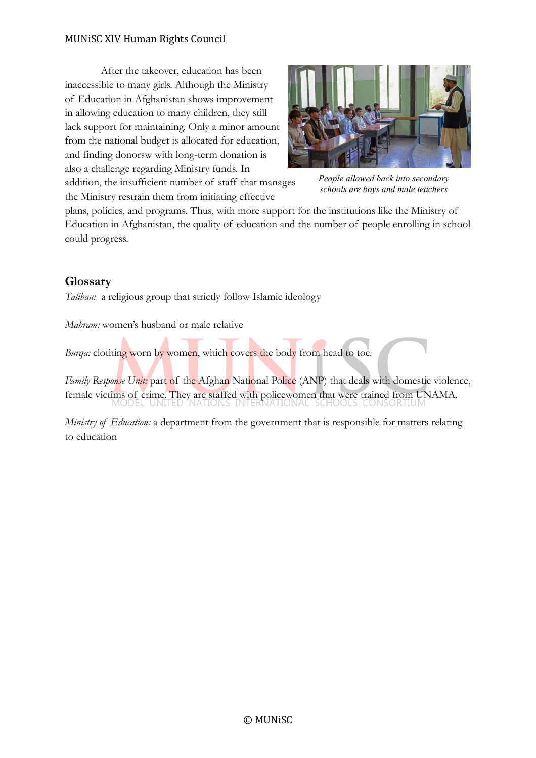After the takeover, education has been inaccessible to many girls. Although the Ministry of Education in Afghanistan shows improvement in allowing education to many children, they still lack support for maintaining. Only a minor amount from the national budget is allocated for education, and finding donorsw with long-term donation is also a challenge regarding Ministry funds. In addition, the insufficient number of staff that manages the Ministry restrain them from initiating effective plans, policies, and programs. Thus, with more support for the institutions like the Ministry of Education in Afghanistan, the quality of education and the number of people enrolling in school could progress.

*People allowed back into secondary schools are boys and male teachers*

## Glossary

*Taliban:* a religious group that strictly follow Islamic ideology

*Mahram:* women's husband or male relative

*Burqa:* clothing worn by women, which covers the body from head to toe.

*Family Response Unit:* part of the Afghan National Police (ANP) that deals with domestic violence, female victims of crime. They are staffed with policewomen that were trained from UNAMA.

*Ministry of Education:* a department from the government that is responsible for matters relating to education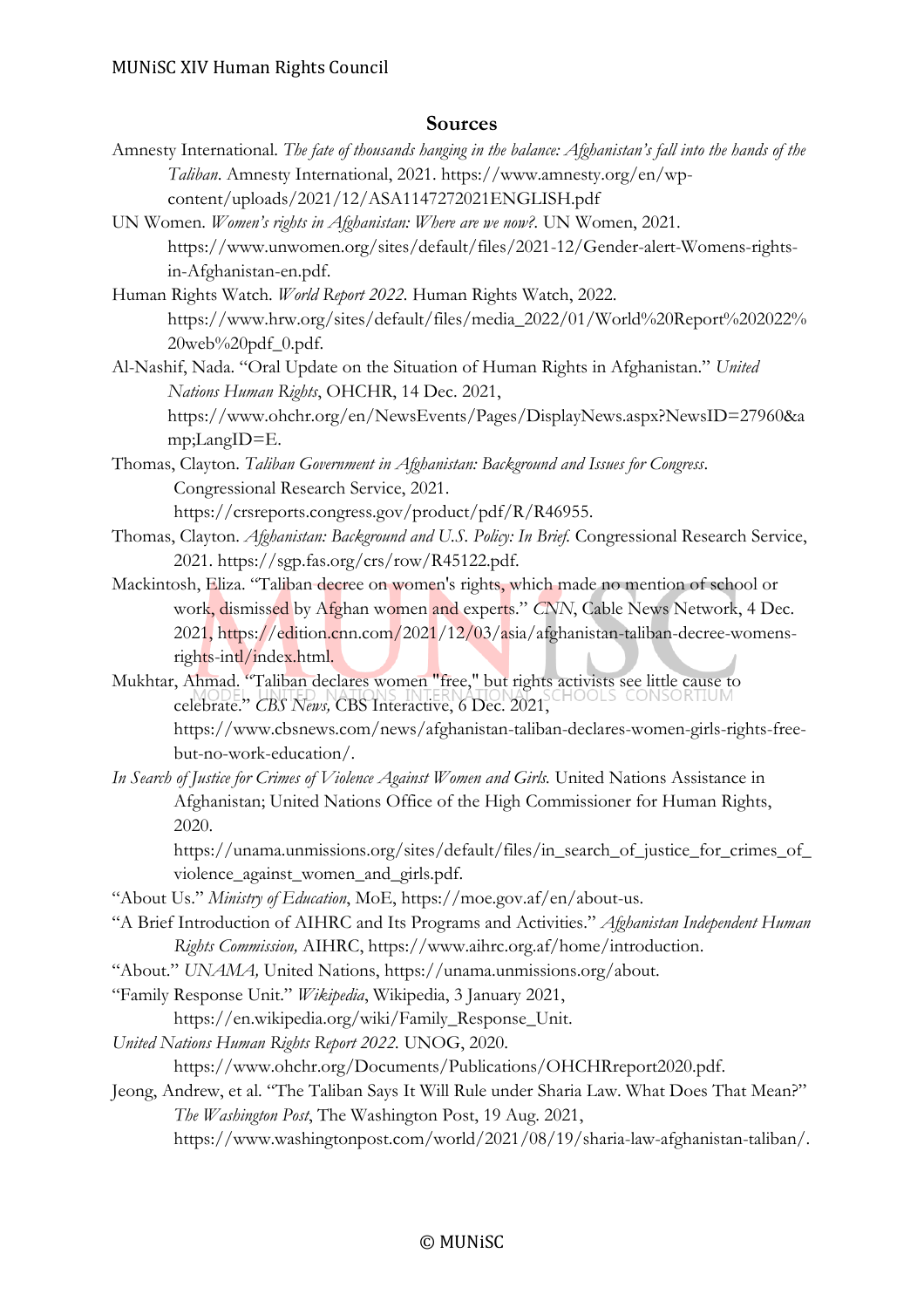## Sources

Amnesty International. *The fate of thousands hanging in the balance: Afghanistan's fall into the hands of the Taliban*. Amnesty International, 2021. https://www.amnesty.org/en/wp-content/uploads/2021/12/ASA1147272021ENGLISH.pdf

UN Women. *Women's rights in Afghanistan: Where are we now?*. UN Women, 2021. https://www.unwomen.org/sites/default/files/2021-12/Gender-alert-Womens-rights-in-Afghanistan-en.pdf.

Human Rights Watch. *World Report 2022*. Human Rights Watch, 2022. https://www.hrw.org/sites/default/files/media_2022/01/World%20Report%202022%20web%20pdf_0.pdf.

Al-Nashif, Nada. "Oral Update on the Situation of Human Rights in Afghanistan." *United Nations Human Rights*, OHCHR, 14 Dec. 2021, https://www.ohchr.org/en/NewsEvents/Pages/DisplayNews.aspx?NewsID=27960&amp;LangID=E.

Thomas, Clayton. *Taliban Government in Afghanistan: Background and Issues for Congress*. Congressional Research Service, 2021. https://crsreports.congress.gov/product/pdf/R/R46955.

Thomas, Clayton. *Afghanistan: Background and U.S. Policy: In Brief.* Congressional Research Service, 2021. https://sgp.fas.org/crs/row/R45122.pdf.

Mackintosh, Eliza. "Taliban decree on women's rights, which made no mention of school or work, dismissed by Afghan women and experts." *CNN*, Cable News Network, 4 Dec. 2021, https://edition.cnn.com/2021/12/03/asia/afghanistan-taliban-decree-womens-rights-intl/index.html.

Mukhtar, Ahmad. "Taliban declares women "free," but rights activists see little cause to celebrate." *CBS News,* CBS Interactive, 6 Dec. 2021, https://www.cbsnews.com/news/afghanistan-taliban-declares-women-girls-rights-free-but-no-work-education/.

*In Search of Justice for Crimes of Violence Against Women and Girls.* United Nations Assistance in Afghanistan; United Nations Office of the High Commissioner for Human Rights, 2020. https://unama.unmissions.org/sites/default/files/in_search_of_justice_for_crimes_of_violence_against_women_and_girls.pdf.

"About Us." *Ministry of Education*, MoE, https://moe.gov.af/en/about-us.

"A Brief Introduction of AIHRC and Its Programs and Activities." *Afghanistan Independent Human Rights Commission,* AIHRC, https://www.aihrc.org.af/home/introduction.

"About." *UNAMA,* United Nations, https://unama.unmissions.org/about.

"Family Response Unit." *Wikipedia*, Wikipedia, 3 January 2021, https://en.wikipedia.org/wiki/Family_Response_Unit.

*United Nations Human Rights Report 2022.* UNOG, 2020. https://www.ohchr.org/Documents/Publications/OHCHRreport2020.pdf.

Jeong, Andrew, et al. "The Taliban Says It Will Rule under Sharia Law. What Does That Mean?" *The Washington Post*, The Washington Post, 19 Aug. 2021, https://www.washingtonpost.com/world/2021/08/19/sharia-law-afghanistan-taliban/.